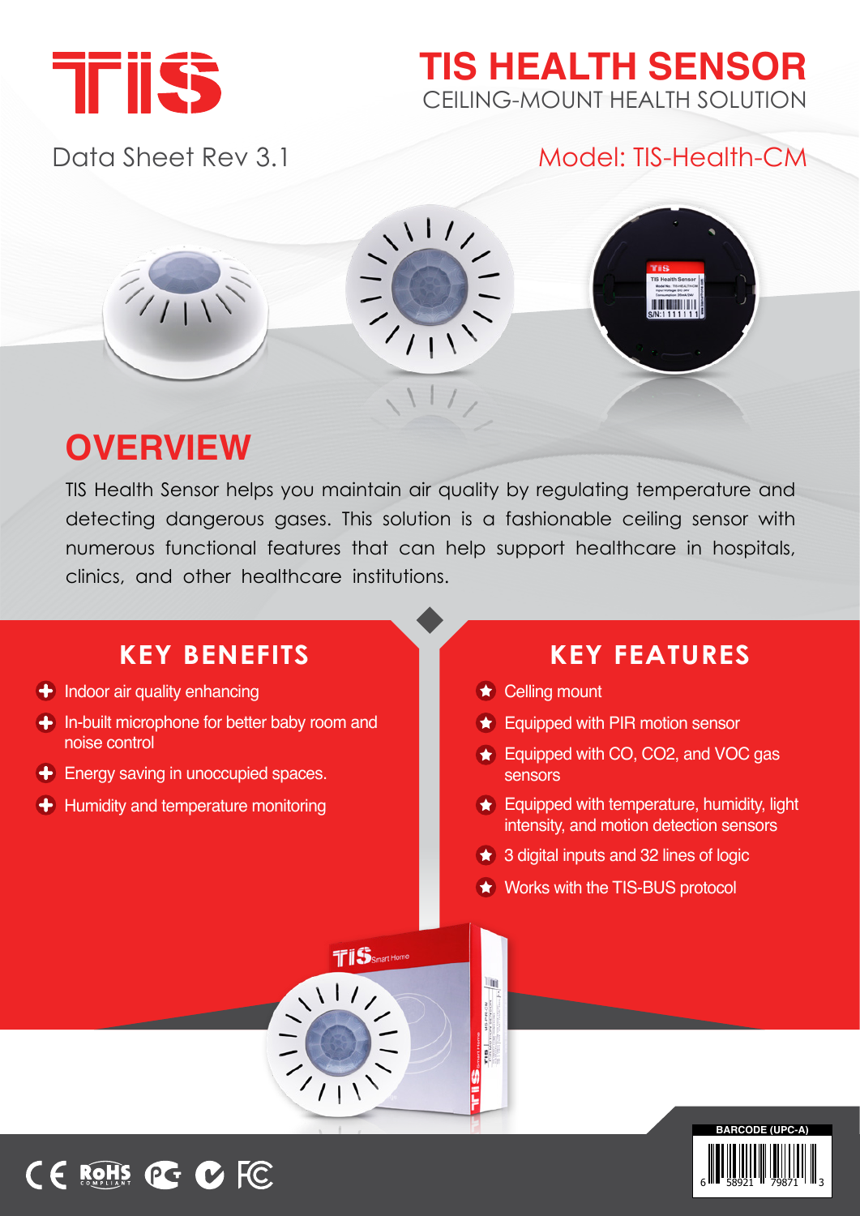# TIS HEALTH SENSOR

CEILING-MOUNT HEALTH SOLUTION

Data Sheet Rev 3.1

Model: TIS-Health-CM

## OVERVIEW

TIS Health Sensor helps you maintain air quality by regulating temperature and detecting dangerous gases. This solution is a fashionable ceiling sensor with numerous functional features that can help support healthcare in hospitals, clinics, and other healthcare institutions.

## KEY BENEFITS

- Indoor air quality enhancing
- In-built microphone for better baby room and noise control
- Energy saving in unoccupied spaces.
- Humidity and temperature monitoring

## KEY FEATURES

- Celling mount
- Equipped with PIR motion sensor
- Equipped with CO, CO2, and VOC gas sensors
- Equipped with temperature, humidity, light intensity, and motion detection sensors
- 3 digital inputs and 32 lines of logic
- Works with the TIS-BUS protocol

BARCODE (UPC-A)

6 58921 79871 3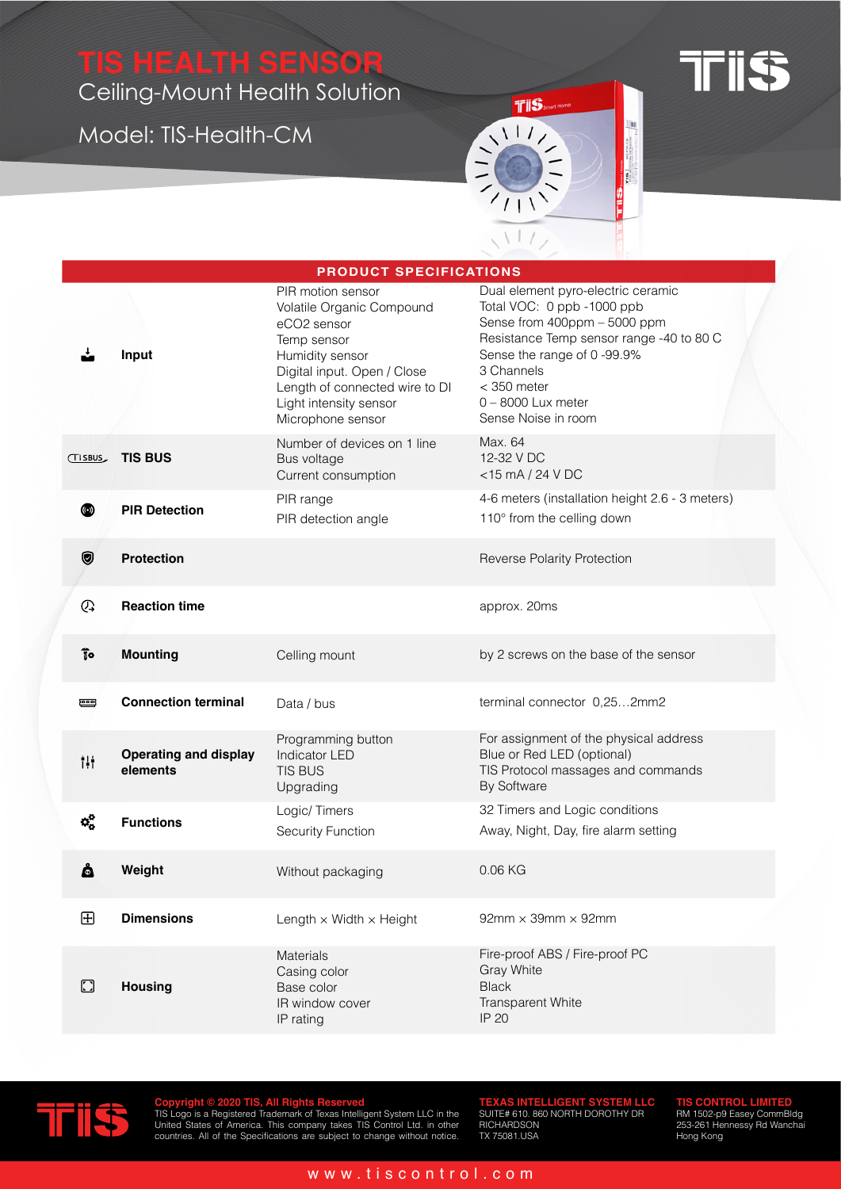# TIS HEALTH SENSOR

Ceiling-Mount Health Solution

Model: TIS-Health-CM

## PRODUCT SPECIFICATIONS

| | | |
|---|---|---|
| **Input** | PIR motion sensor<br>Volatile Organic Compound<br>eCO2 sensor<br>Temp sensor<br>Humidity sensor<br>Digital input. Open / Close<br>Length of connected wire to DI<br>Light intensity sensor<br>Microphone sensor | Dual element pyro-electric ceramic<br>Total VOC: 0 ppb -1000 ppb<br>Sense from 400ppm – 5000 ppm<br>Resistance Temp sensor range -40 to 80 C<br>Sense the range of 0 -99.9%<br>3 Channels<br>< 350 meter<br>0 – 8000 Lux meter<br>Sense Noise in room |
| **TIS BUS** | Number of devices on 1 line<br>Bus voltage<br>Current consumption | Max. 64<br>12-32 V DC<br><15 mA / 24 V DC |
| **PIR Detection** | PIR range<br>PIR detection angle | 4-6 meters (installation height 2.6 - 3 meters)<br>110° from the celling down |
| **Protection** | | Reverse Polarity Protection |
| **Reaction time** | | approx. 20ms |
| **Mounting** | Celling mount | by 2 screws on the base of the sensor |
| **Connection terminal** | Data / bus | terminal connector 0,25…2mm2 |
| **Operating and display elements** | Programming button<br>Indicator LED<br>TIS BUS<br>Upgrading | For assignment of the physical address<br>Blue or Red LED (optional)<br>TIS Protocol massages and commands<br>By Software |
| **Functions** | Logic/ Timers<br>Security Function | 32 Timers and Logic conditions<br>Away, Night, Day, fire alarm setting |
| **Weight** | Without packaging | 0.06 KG |
| **Dimensions** | Length × Width × Height | 92mm × 39mm × 92mm |
| **Housing** | Materials<br>Casing color<br>Base color<br>IR window cover<br>IP rating | Fire-proof ABS / Fire-proof PC<br>Gray White<br>Black<br>Transparent White<br>IP 20 |

**Copyright © 2020 TIS, All Rights Reserved**
TIS Logo is a Registered Trademark of Texas Intelligent System LLC in the United States of America. This company takes TIS Control Ltd. in other countries. All of the Specifications are subject to change without notice.

**TEXAS INTELLIGENT SYSTEM LLC**
SUITE# 610. 860 NORTH DOROTHY DR
RICHARDSON
TX 75081.USA

**TIS CONTROL LIMITED**
RM 1502-p9 Easey CommBldg
253-261 Hennessy Rd Wanchai
Hong Kong

www.tiscontrol.com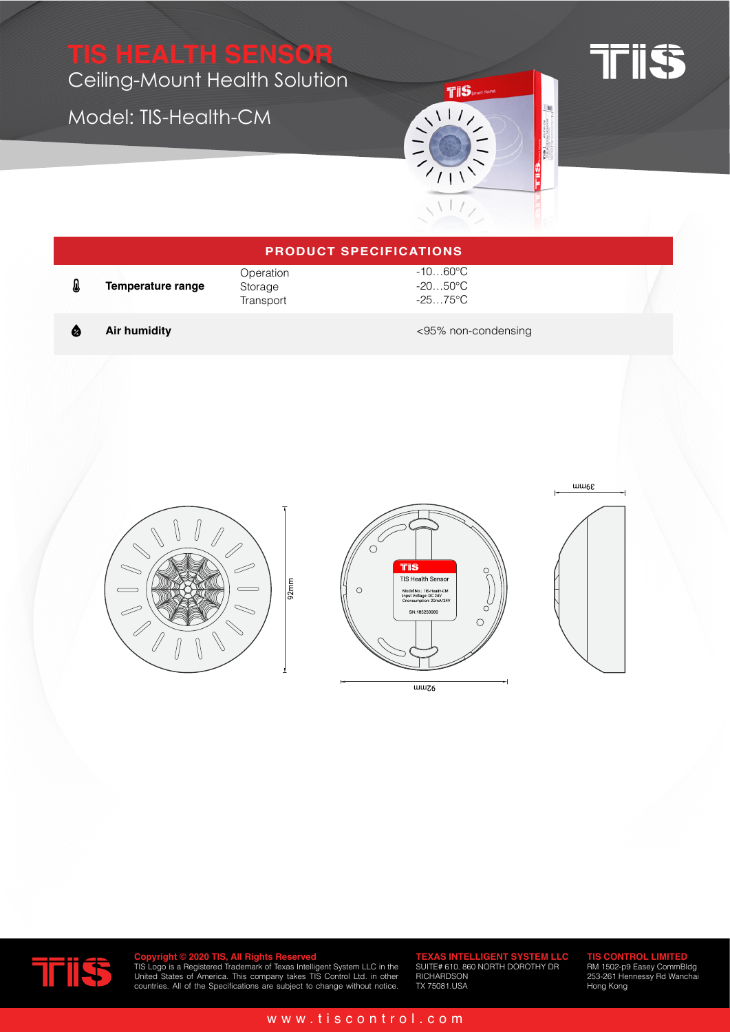# TIS HEALTH SENSOR

Ceiling-Mount Health Solution

Model: TIS-Health-CM

## PRODUCT SPECIFICATIONS

| | | |
|---|---|---|
| **Temperature range** | Operation<br>Storage<br>Transport | -10…60°C<br>-20…50°C<br>-25…75°C |
| **Air humidity** | | <95% non-condensing |

92mm

TIS

TIS Health Sensor

Model No.: TIS-Health-CM
Input Voltage: DC 24V
Consumption: 20mA/24V

SN:185250989

92mm

39mm

**Copyright © 2020 TIS, All Rights Reserved**
TIS Logo is a Registered Trademark of Texas Intelligent System LLC in the United States of America. This company takes TIS Control Ltd. in other countries. All of the Specifications are subject to change without notice.

**TEXAS INTELLIGENT SYSTEM LLC**
SUITE# 610. 860 NORTH DOROTHY DR
RICHARDSON
TX 75081.USA

**TIS CONTROL LIMITED**
RM 1502-p9 Easey CommBldg
253-261 Hennessy Rd Wanchai
Hong Kong

www.tiscontrol.com